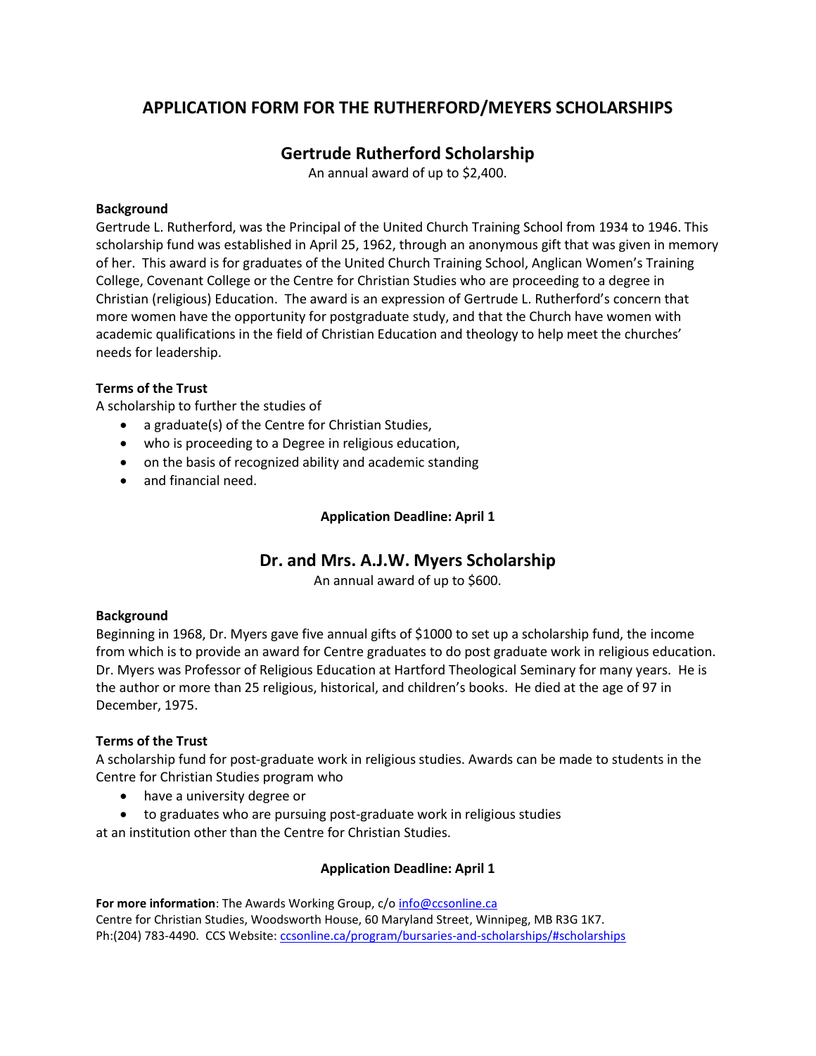# APPLICATION FORM FOR THE RUTHERFORD/MEYERS SCHOLARSHIPS

## Gertrude Rutherford Scholarship

An annual award of up to $2,400.

**Background**

Gertrude L. Rutherford, was the Principal of the United Church Training School from 1934 to 1946. This scholarship fund was established in April 25, 1962, through an anonymous gift that was given in memory of her. This award is for graduates of the United Church Training School, Anglican Women's Training College, Covenant College or the Centre for Christian Studies who are proceeding to a degree in Christian (religious) Education. The award is an expression of Gertrude L. Rutherford's concern that more women have the opportunity for postgraduate study, and that the Church have women with academic qualifications in the field of Christian Education and theology to help meet the churches' needs for leadership.

**Terms of the Trust**

A scholarship to further the studies of

- a graduate(s) of the Centre for Christian Studies,
- who is proceeding to a Degree in religious education,
- on the basis of recognized ability and academic standing
- and financial need.

**Application Deadline: April 1**

## Dr. and Mrs. A.J.W. Myers Scholarship

An annual award of up to $600.

**Background**

Beginning in 1968, Dr. Myers gave five annual gifts of $1000 to set up a scholarship fund, the income from which is to provide an award for Centre graduates to do post graduate work in religious education. Dr. Myers was Professor of Religious Education at Hartford Theological Seminary for many years. He is the author or more than 25 religious, historical, and children's books. He died at the age of 97 in December, 1975.

**Terms of the Trust**

A scholarship fund for post-graduate work in religious studies. Awards can be made to students in the Centre for Christian Studies program who

- have a university degree or
- to graduates who are pursuing post-graduate work in religious studies

at an institution other than the Centre for Christian Studies.

**Application Deadline: April 1**

**For more information**: The Awards Working Group, c/o info@ccsonline.ca
Centre for Christian Studies, Woodsworth House, 60 Maryland Street, Winnipeg, MB R3G 1K7.
Ph:(204) 783-4490. CCS Website: ccsonline.ca/program/bursaries-and-scholarships/#scholarships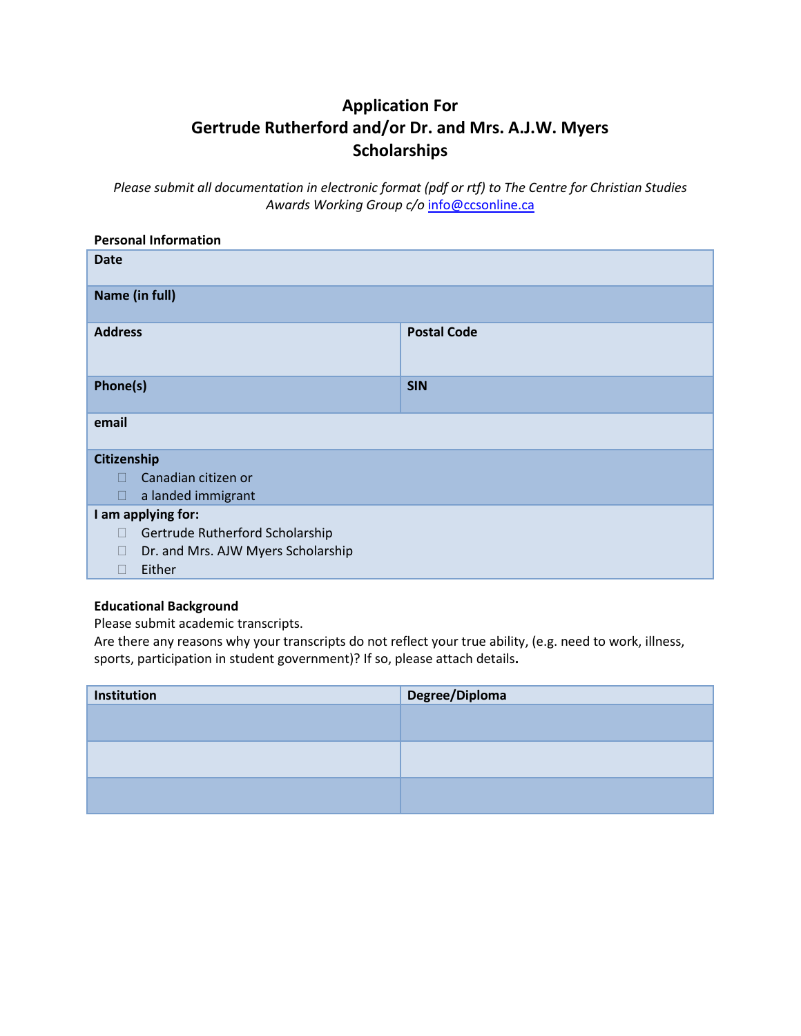# Application For Gertrude Rutherford and/or Dr. and Mrs. A.J.W. Myers Scholarships

*Please submit all documentation in electronic format (pdf or rtf) to The Centre for Christian Studies Awards Working Group c/o info@ccsonline.ca*

**Personal Information**

| **Date** | |
|---|---|
| **Name (in full)** | |
| **Address** | **Postal Code** |
| **Phone(s)** | **SIN** |
| **email** | |
| **Citizenship**<br>☐ Canadian citizen or<br>☐ a landed immigrant | |
| **I am applying for:**<br>☐ Gertrude Rutherford Scholarship<br>☐ Dr. and Mrs. AJW Myers Scholarship<br>☐ Either | |

**Educational Background**

Please submit academic transcripts.

Are there any reasons why your transcripts do not reflect your true ability, (e.g. need to work, illness, sports, participation in student government)? If so, please attach details**.**

| Institution | Degree/Diploma |
|---|---|
| | |
| | |
| | |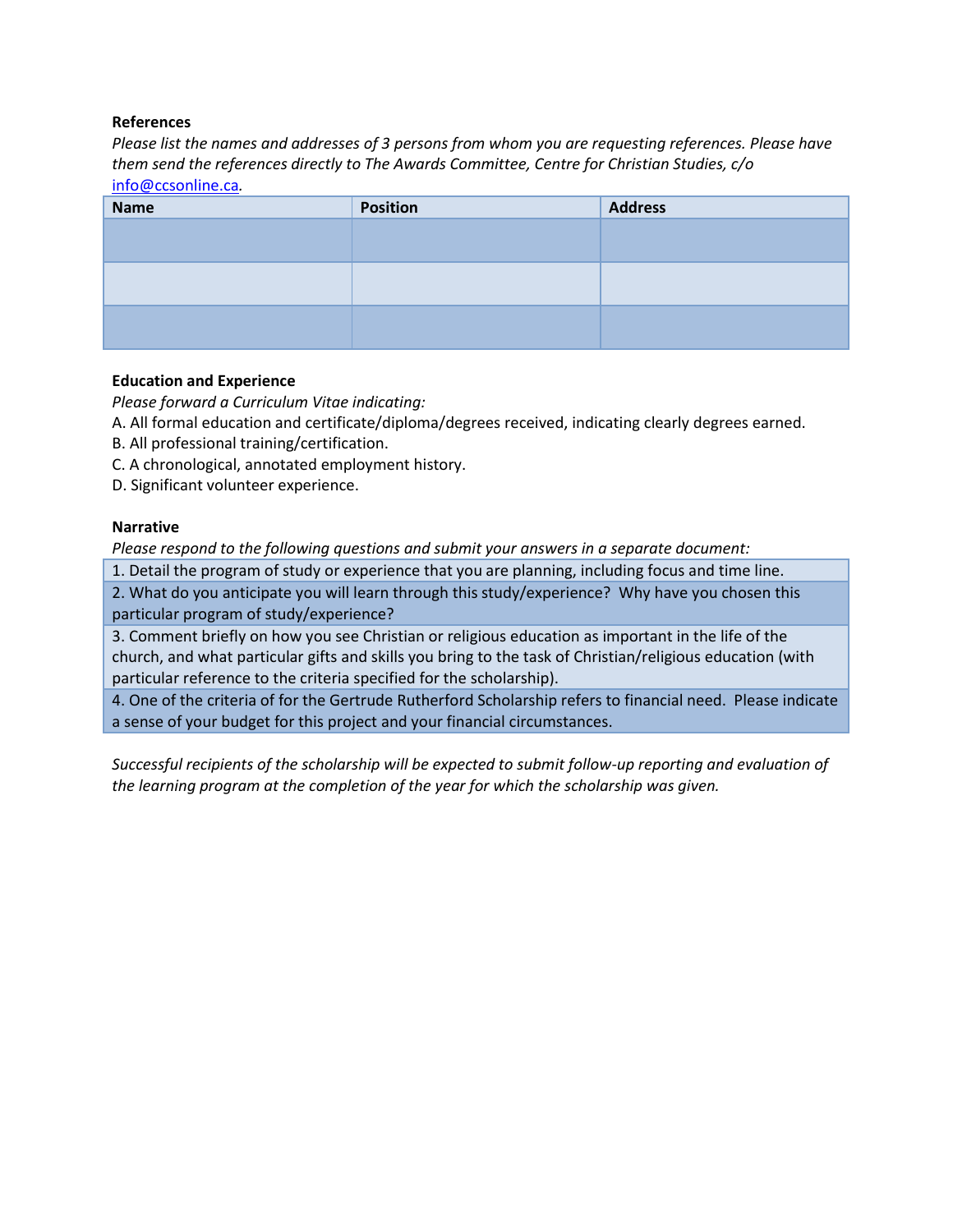**References**

*Please list the names and addresses of 3 persons from whom you are requesting references. Please have them send the references directly to The Awards Committee, Centre for Christian Studies, c/o* info@ccsonline.ca*.*

| Name | Position | Address |
|---|---|---|
| | | |
| | | |
| | | |

**Education and Experience**

*Please forward a Curriculum Vitae indicating:*

A. All formal education and certificate/diploma/degrees received, indicating clearly degrees earned.
B. All professional training/certification.
C. A chronological, annotated employment history.
D. Significant volunteer experience.

**Narrative**

*Please respond to the following questions and submit your answers in a separate document:*

| |
|---|
| 1. Detail the program of study or experience that you are planning, including focus and time line. |
| 2. What do you anticipate you will learn through this study/experience? Why have you chosen this particular program of study/experience? |
| 3. Comment briefly on how you see Christian or religious education as important in the life of the church, and what particular gifts and skills you bring to the task of Christian/religious education (with particular reference to the criteria specified for the scholarship). |
| 4. One of the criteria of for the Gertrude Rutherford Scholarship refers to financial need. Please indicate a sense of your budget for this project and your financial circumstances. |

*Successful recipients of the scholarship will be expected to submit follow-up reporting and evaluation of the learning program at the completion of the year for which the scholarship was given.*